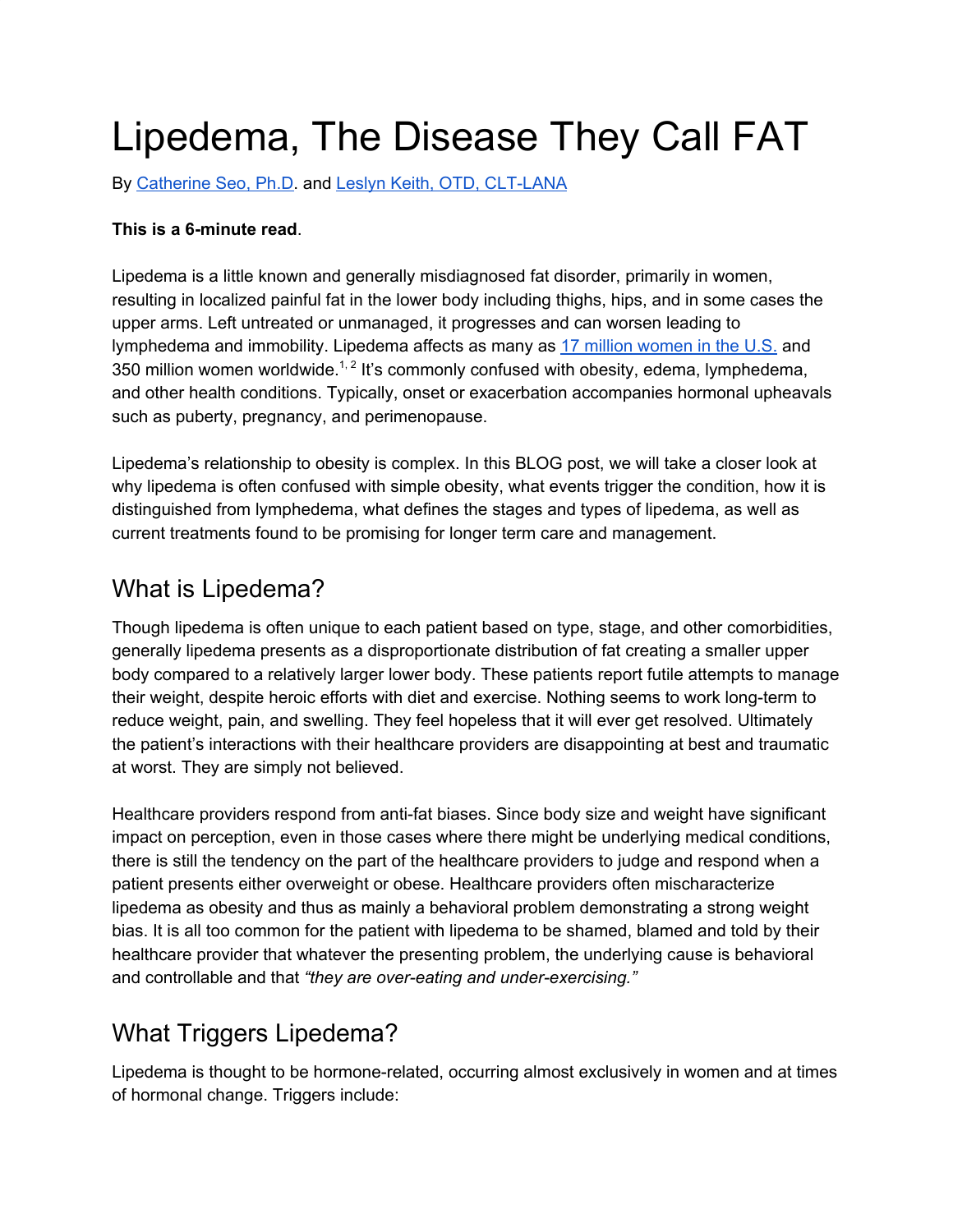# Lipedema, The Disease They Call FAT

By [Catherine Seo, Ph.D](). and [Leslyn Keith, OTD, CLT-LANA]()

**This is a 6-minute read**.

Lipedema is a little known and generally misdiagnosed fat disorder, primarily in women, resulting in localized painful fat in the lower body including thighs, hips, and in some cases the upper arms. Left untreated or unmanaged, it progresses and can worsen leading to lymphedema and immobility. Lipedema affects as many as [17 million women in the U.S.]() and 350 million women worldwide.[1, 2] It's commonly confused with obesity, edema, lymphedema, and other health conditions. Typically, onset or exacerbation accompanies hormonal upheavals such as puberty, pregnancy, and perimenopause.

Lipedema's relationship to obesity is complex. In this BLOG post, we will take a closer look at why lipedema is often confused with simple obesity, what events trigger the condition, how it is distinguished from lymphedema, what defines the stages and types of lipedema, as well as current treatments found to be promising for longer term care and management.

## What is Lipedema?

Though lipedema is often unique to each patient based on type, stage, and other comorbidities, generally lipedema presents as a disproportionate distribution of fat creating a smaller upper body compared to a relatively larger lower body. These patients report futile attempts to manage their weight, despite heroic efforts with diet and exercise. Nothing seems to work long-term to reduce weight, pain, and swelling. They feel hopeless that it will ever get resolved. Ultimately the patient's interactions with their healthcare providers are disappointing at best and traumatic at worst. They are simply not believed.

Healthcare providers respond from anti-fat biases. Since body size and weight have significant impact on perception, even in those cases where there might be underlying medical conditions, there is still the tendency on the part of the healthcare providers to judge and respond when a patient presents either overweight or obese. Healthcare providers often mischaracterize lipedema as obesity and thus as mainly a behavioral problem demonstrating a strong weight bias. It is all too common for the patient with lipedema to be shamed, blamed and told by their healthcare provider that whatever the presenting problem, the underlying cause is behavioral and controllable and that *"they are over-eating and under-exercising."*

## What Triggers Lipedema?

Lipedema is thought to be hormone-related, occurring almost exclusively in women and at times of hormonal change. Triggers include: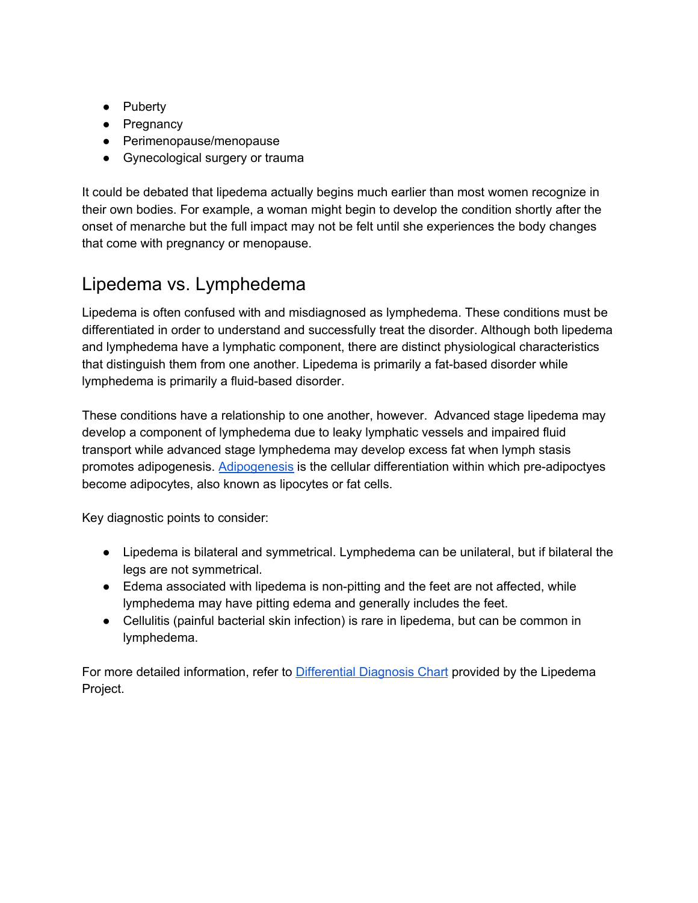- Puberty
- Pregnancy
- Perimenopause/menopause
- Gynecological surgery or trauma

It could be debated that lipedema actually begins much earlier than most women recognize in their own bodies. For example, a woman might begin to develop the condition shortly after the onset of menarche but the full impact may not be felt until she experiences the body changes that come with pregnancy or menopause.

## Lipedema vs. Lymphedema

Lipedema is often confused with and misdiagnosed as lymphedema. These conditions must be differentiated in order to understand and successfully treat the disorder. Although both lipedema and lymphedema have a lymphatic component, there are distinct physiological characteristics that distinguish them from one another. Lipedema is primarily a fat-based disorder while lymphedema is primarily a fluid-based disorder.

These conditions have a relationship to one another, however. Advanced stage lipedema may develop a component of lymphedema due to leaky lymphatic vessels and impaired fluid transport while advanced stage lymphedema may develop excess fat when lymph stasis promotes adipogenesis. [Adipogenesis] is the cellular differentiation within which pre-adipoctyes become adipocytes, also known as lipocytes or fat cells.

Key diagnostic points to consider:

- Lipedema is bilateral and symmetrical. Lymphedema can be unilateral, but if bilateral the legs are not symmetrical.
- Edema associated with lipedema is non-pitting and the feet are not affected, while lymphedema may have pitting edema and generally includes the feet.
- Cellulitis (painful bacterial skin infection) is rare in lipedema, but can be common in lymphedema.

For more detailed information, refer to [Differential Diagnosis Chart] provided by the Lipedema Project.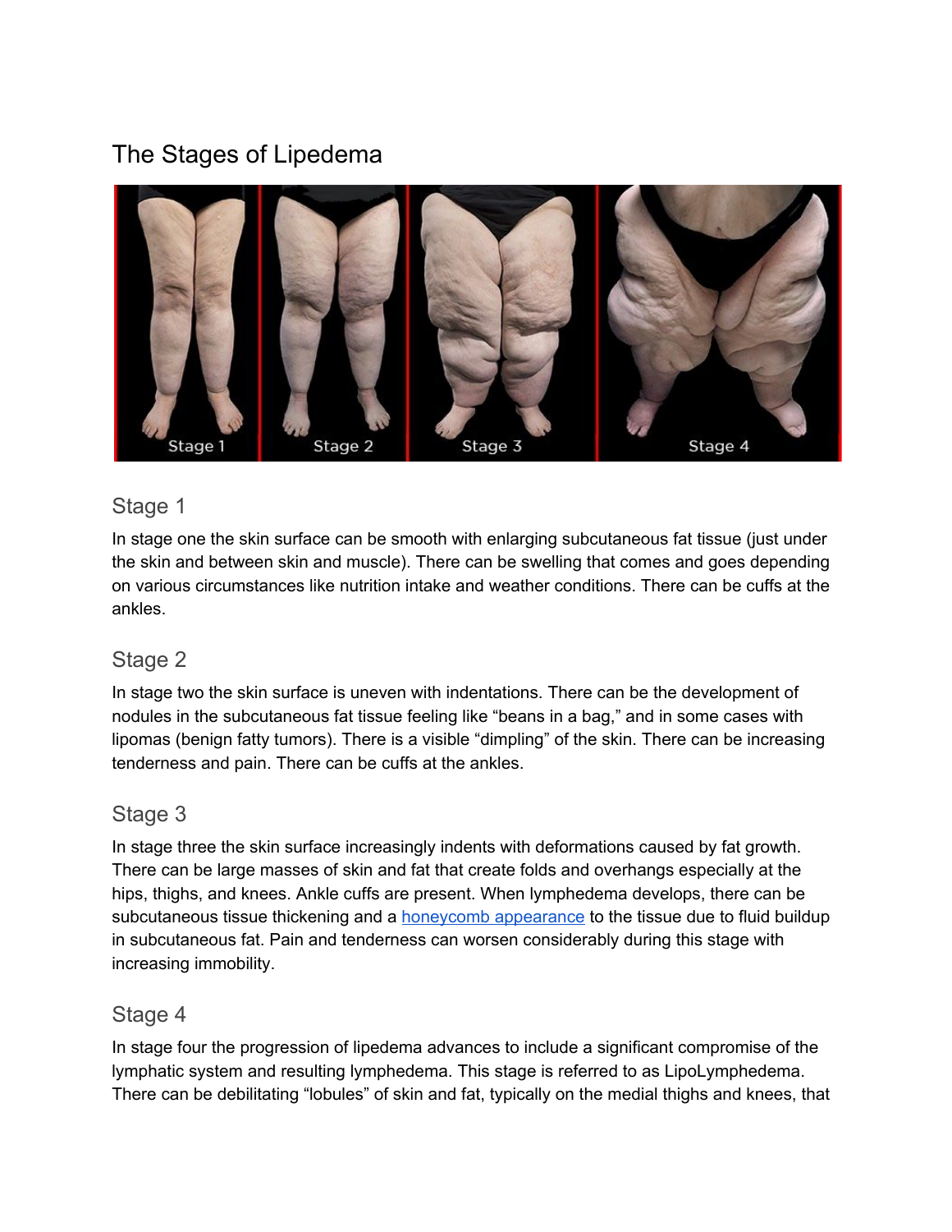# The Stages of Lipedema

## Stage 1

In stage one the skin surface can be smooth with enlarging subcutaneous fat tissue (just under the skin and between skin and muscle). There can be swelling that comes and goes depending on various circumstances like nutrition intake and weather conditions. There can be cuffs at the ankles.

## Stage 2

In stage two the skin surface is uneven with indentations. There can be the development of nodules in the subcutaneous fat tissue feeling like "beans in a bag," and in some cases with lipomas (benign fatty tumors). There is a visible "dimpling" of the skin. There can be increasing tenderness and pain. There can be cuffs at the ankles.

## Stage 3

In stage three the skin surface increasingly indents with deformations caused by fat growth. There can be large masses of skin and fat that create folds and overhangs especially at the hips, thighs, and knees. Ankle cuffs are present. When lymphedema develops, there can be subcutaneous tissue thickening and a [honeycomb appearance] to the tissue due to fluid buildup in subcutaneous fat. Pain and tenderness can worsen considerably during this stage with increasing immobility.

## Stage 4

In stage four the progression of lipedema advances to include a significant compromise of the lymphatic system and resulting lymphedema. This stage is referred to as LipoLymphedema. There can be debilitating "lobules" of skin and fat, typically on the medial thighs and knees, that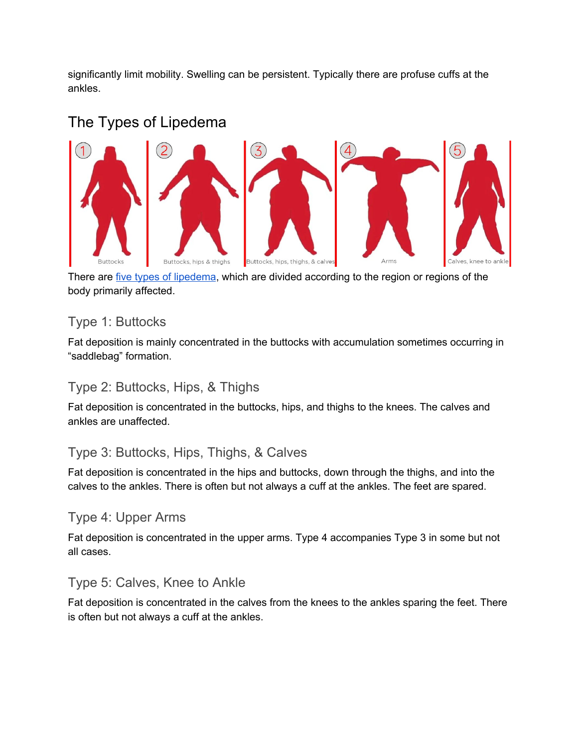significantly limit mobility. Swelling can be persistent. Typically there are profuse cuffs at the ankles.

## The Types of Lipedema

There are five types of lipedema, which are divided according to the region or regions of the body primarily affected.

### Type 1: Buttocks

Fat deposition is mainly concentrated in the buttocks with accumulation sometimes occurring in “saddlebag” formation.

### Type 2: Buttocks, Hips, & Thighs

Fat deposition is concentrated in the buttocks, hips, and thighs to the knees. The calves and ankles are unaffected.

### Type 3: Buttocks, Hips, Thighs, & Calves

Fat deposition is concentrated in the hips and buttocks, down through the thighs, and into the calves to the ankles. There is often but not always a cuff at the ankles. The feet are spared.

### Type 4: Upper Arms

Fat deposition is concentrated in the upper arms. Type 4 accompanies Type 3 in some but not all cases.

### Type 5: Calves, Knee to Ankle

Fat deposition is concentrated in the calves from the knees to the ankles sparing the feet. There is often but not always a cuff at the ankles.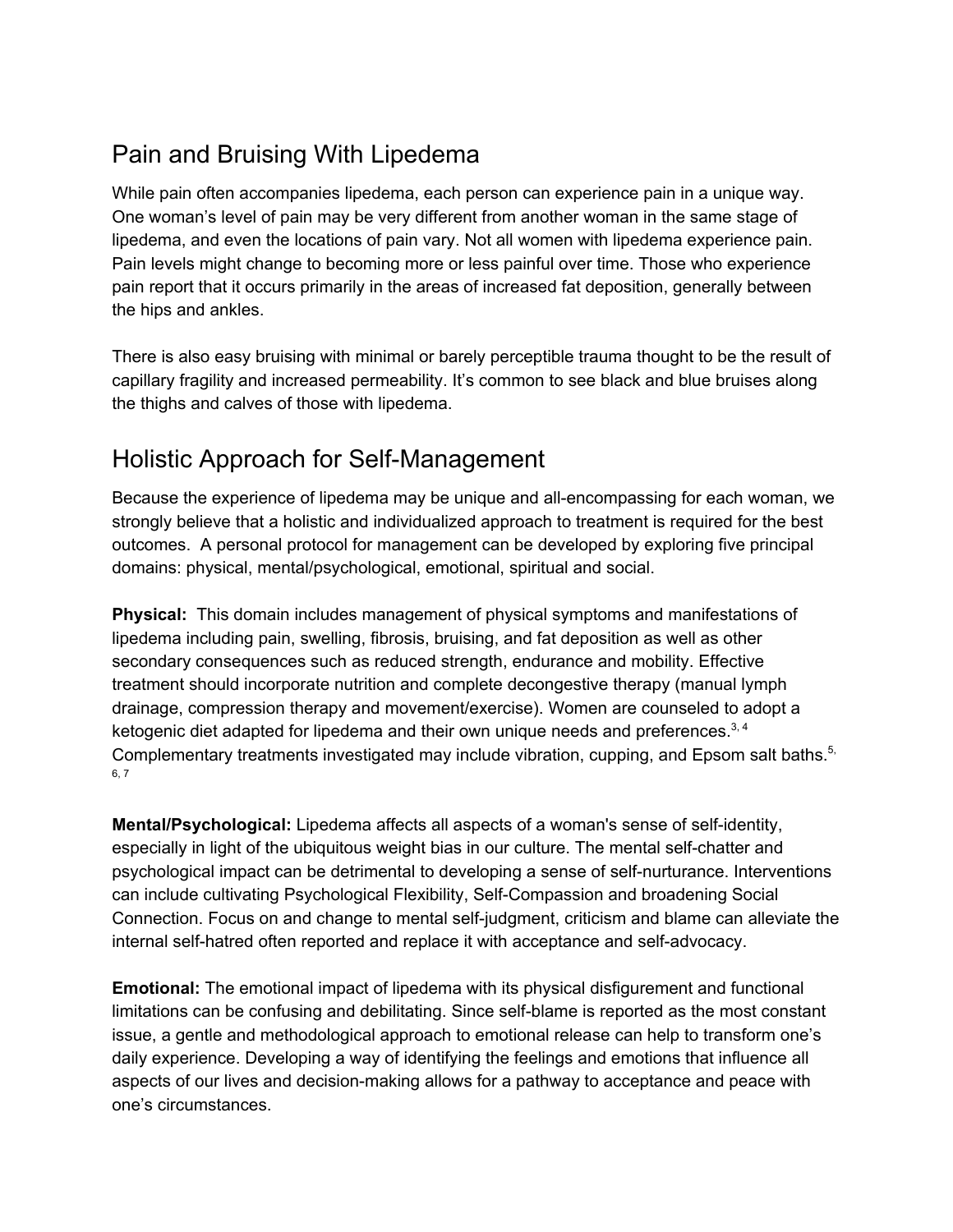## Pain and Bruising With Lipedema

While pain often accompanies lipedema, each person can experience pain in a unique way. One woman's level of pain may be very different from another woman in the same stage of lipedema, and even the locations of pain vary. Not all women with lipedema experience pain. Pain levels might change to becoming more or less painful over time. Those who experience pain report that it occurs primarily in the areas of increased fat deposition, generally between the hips and ankles.

There is also easy bruising with minimal or barely perceptible trauma thought to be the result of capillary fragility and increased permeability. It's common to see black and blue bruises along the thighs and calves of those with lipedema.

## Holistic Approach for Self-Management

Because the experience of lipedema may be unique and all-encompassing for each woman, we strongly believe that a holistic and individualized approach to treatment is required for the best outcomes. A personal protocol for management can be developed by exploring five principal domains: physical, mental/psychological, emotional, spiritual and social.

**Physical:** This domain includes management of physical symptoms and manifestations of lipedema including pain, swelling, fibrosis, bruising, and fat deposition as well as other secondary consequences such as reduced strength, endurance and mobility. Effective treatment should incorporate nutrition and complete decongestive therapy (manual lymph drainage, compression therapy and movement/exercise). Women are counseled to adopt a ketogenic diet adapted for lipedema and their own unique needs and preferences.[3, 4] Complementary treatments investigated may include vibration, cupping, and Epsom salt baths.[5, 6, 7]

**Mental/Psychological:** Lipedema affects all aspects of a woman's sense of self-identity, especially in light of the ubiquitous weight bias in our culture. The mental self-chatter and psychological impact can be detrimental to developing a sense of self-nurturance. Interventions can include cultivating Psychological Flexibility, Self-Compassion and broadening Social Connection. Focus on and change to mental self-judgment, criticism and blame can alleviate the internal self-hatred often reported and replace it with acceptance and self-advocacy.

**Emotional:** The emotional impact of lipedema with its physical disfigurement and functional limitations can be confusing and debilitating. Since self-blame is reported as the most constant issue, a gentle and methodological approach to emotional release can help to transform one's daily experience. Developing a way of identifying the feelings and emotions that influence all aspects of our lives and decision-making allows for a pathway to acceptance and peace with one's circumstances.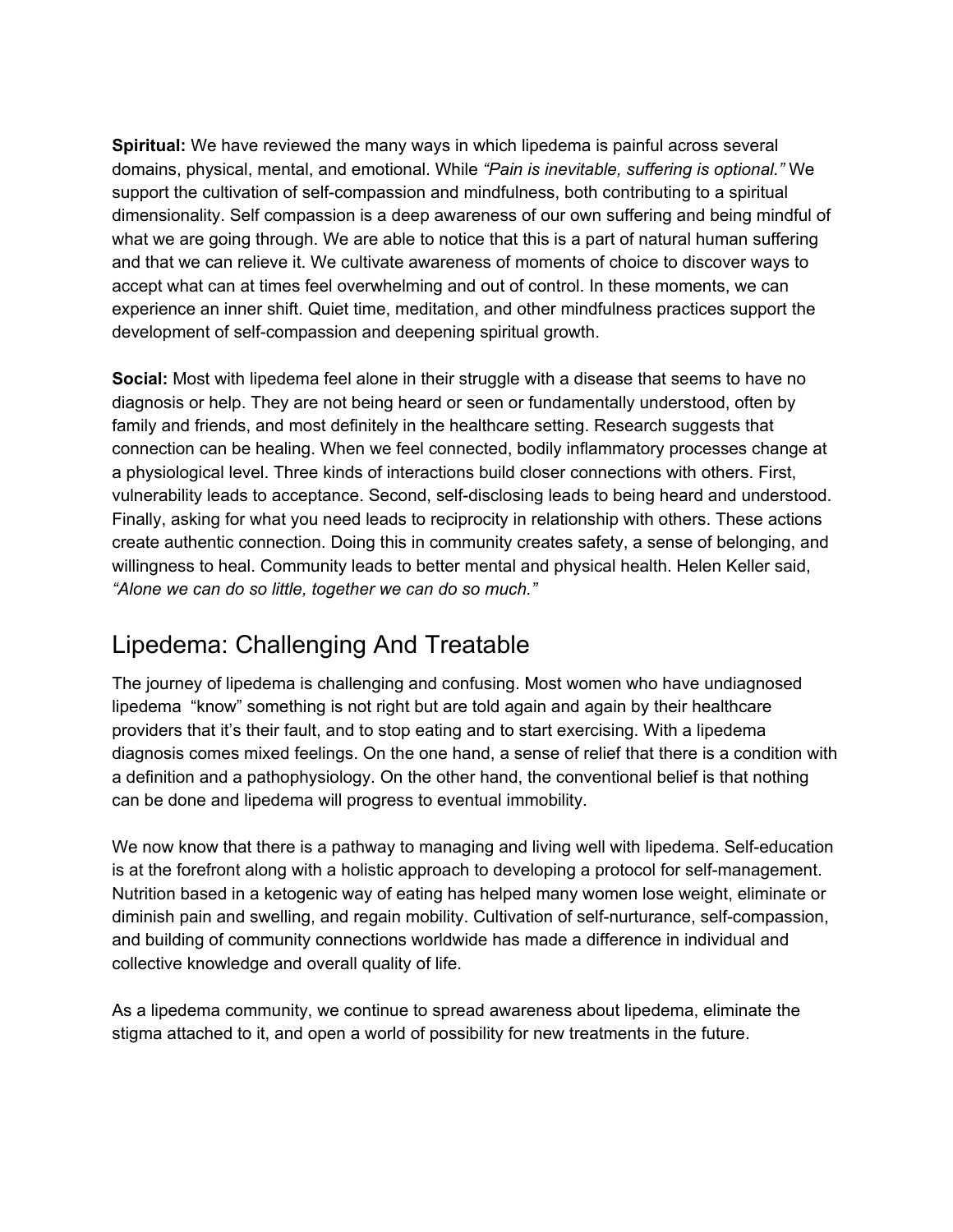**Spiritual:** We have reviewed the many ways in which lipedema is painful across several domains, physical, mental, and emotional. While *"Pain is inevitable, suffering is optional."* We support the cultivation of self-compassion and mindfulness, both contributing to a spiritual dimensionality. Self compassion is a deep awareness of our own suffering and being mindful of what we are going through. We are able to notice that this is a part of natural human suffering and that we can relieve it. We cultivate awareness of moments of choice to discover ways to accept what can at times feel overwhelming and out of control. In these moments, we can experience an inner shift. Quiet time, meditation, and other mindfulness practices support the development of self-compassion and deepening spiritual growth.

**Social:** Most with lipedema feel alone in their struggle with a disease that seems to have no diagnosis or help. They are not being heard or seen or fundamentally understood, often by family and friends, and most definitely in the healthcare setting. Research suggests that connection can be healing. When we feel connected, bodily inflammatory processes change at a physiological level. Three kinds of interactions build closer connections with others. First, vulnerability leads to acceptance. Second, self-disclosing leads to being heard and understood. Finally, asking for what you need leads to reciprocity in relationship with others. These actions create authentic connection. Doing this in community creates safety, a sense of belonging, and willingness to heal. Community leads to better mental and physical health. Helen Keller said, *"Alone we can do so little, together we can do so much."*

## Lipedema: Challenging And Treatable

The journey of lipedema is challenging and confusing. Most women who have undiagnosed lipedema "know" something is not right but are told again and again by their healthcare providers that it's their fault, and to stop eating and to start exercising. With a lipedema diagnosis comes mixed feelings. On the one hand, a sense of relief that there is a condition with a definition and a pathophysiology. On the other hand, the conventional belief is that nothing can be done and lipedema will progress to eventual immobility.

We now know that there is a pathway to managing and living well with lipedema. Self-education is at the forefront along with a holistic approach to developing a protocol for self-management. Nutrition based in a ketogenic way of eating has helped many women lose weight, eliminate or diminish pain and swelling, and regain mobility. Cultivation of self-nurturance, self-compassion, and building of community connections worldwide has made a difference in individual and collective knowledge and overall quality of life.

As a lipedema community, we continue to spread awareness about lipedema, eliminate the stigma attached to it, and open a world of possibility for new treatments in the future.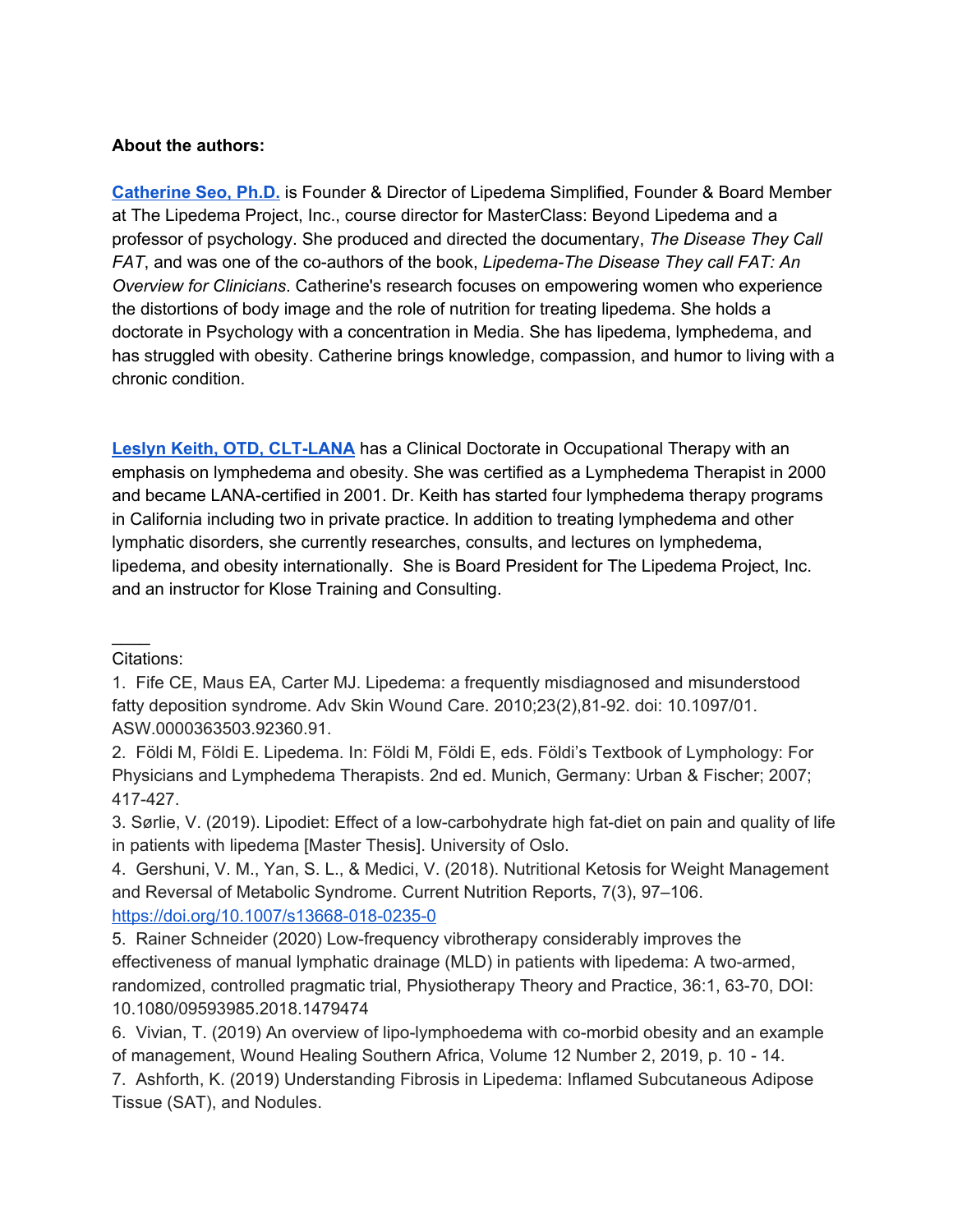**About the authors:**

**Catherine Seo, Ph.D.** is Founder & Director of Lipedema Simplified, Founder & Board Member at The Lipedema Project, Inc., course director for MasterClass: Beyond Lipedema and a professor of psychology. She produced and directed the documentary, *The Disease They Call FAT*, and was one of the co-authors of the book, *Lipedema-The Disease They call FAT: An Overview for Clinicians*. Catherine's research focuses on empowering women who experience the distortions of body image and the role of nutrition for treating lipedema. She holds a doctorate in Psychology with a concentration in Media. She has lipedema, lymphedema, and has struggled with obesity. Catherine brings knowledge, compassion, and humor to living with a chronic condition.

**Leslyn Keith, OTD, CLT-LANA** has a Clinical Doctorate in Occupational Therapy with an emphasis on lymphedema and obesity. She was certified as a Lymphedema Therapist in 2000 and became LANA-certified in 2001. Dr. Keith has started four lymphedema therapy programs in California including two in private practice. In addition to treating lymphedema and other lymphatic disorders, she currently researches, consults, and lectures on lymphedema, lipedema, and obesity internationally. She is Board President for The Lipedema Project, Inc. and an instructor for Klose Training and Consulting.

---

Citations:

1. Fife CE, Maus EA, Carter MJ. Lipedema: a frequently misdiagnosed and misunderstood fatty deposition syndrome. Adv Skin Wound Care. 2010;23(2),81-92. doi: 10.1097/01.ASW.0000363503.92360.91.
2. Földi M, Földi E. Lipedema. In: Földi M, Földi E, eds. Földi's Textbook of Lymphology: For Physicians and Lymphedema Therapists. 2nd ed. Munich, Germany: Urban & Fischer; 2007; 417-427.
3. Sørlie, V. (2019). Lipodiet: Effect of a low-carbohydrate high fat-diet on pain and quality of life in patients with lipedema [Master Thesis]. University of Oslo.
4. Gershuni, V. M., Yan, S. L., & Medici, V. (2018). Nutritional Ketosis for Weight Management and Reversal of Metabolic Syndrome. Current Nutrition Reports, 7(3), 97–106. https://doi.org/10.1007/s13668-018-0235-0
5. Rainer Schneider (2020) Low-frequency vibrotherapy considerably improves the effectiveness of manual lymphatic drainage (MLD) in patients with lipedema: A two-armed, randomized, controlled pragmatic trial, Physiotherapy Theory and Practice, 36:1, 63-70, DOI: 10.1080/09593985.2018.1479474
6. Vivian, T. (2019) An overview of lipo-lymphoedema with co-morbid obesity and an example of management, Wound Healing Southern Africa, Volume 12 Number 2, 2019, p. 10 - 14.
7. Ashforth, K. (2019) Understanding Fibrosis in Lipedema: Inflamed Subcutaneous Adipose Tissue (SAT), and Nodules.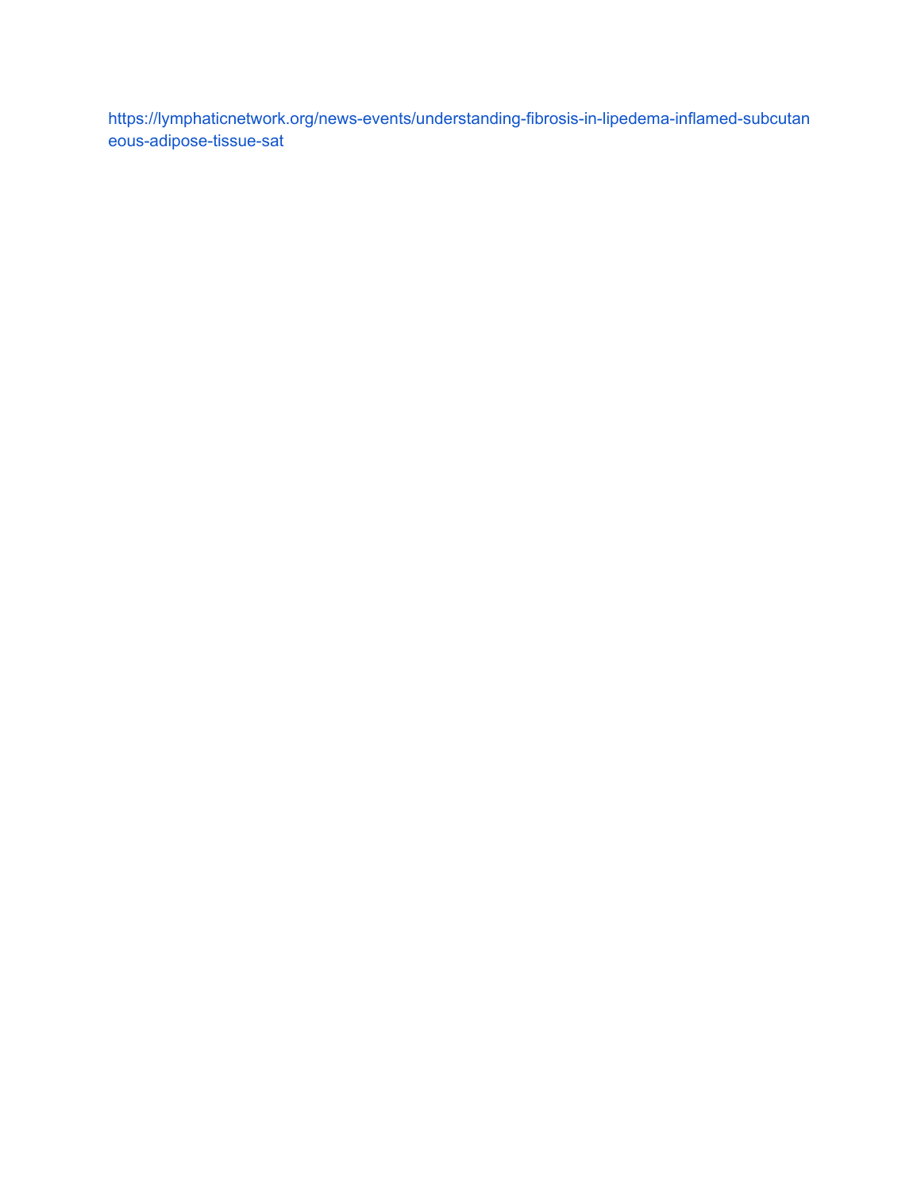https://lymphaticnetwork.org/news-events/understanding-fibrosis-in-lipedema-inflamed-subcutaneous-adipose-tissue-sat